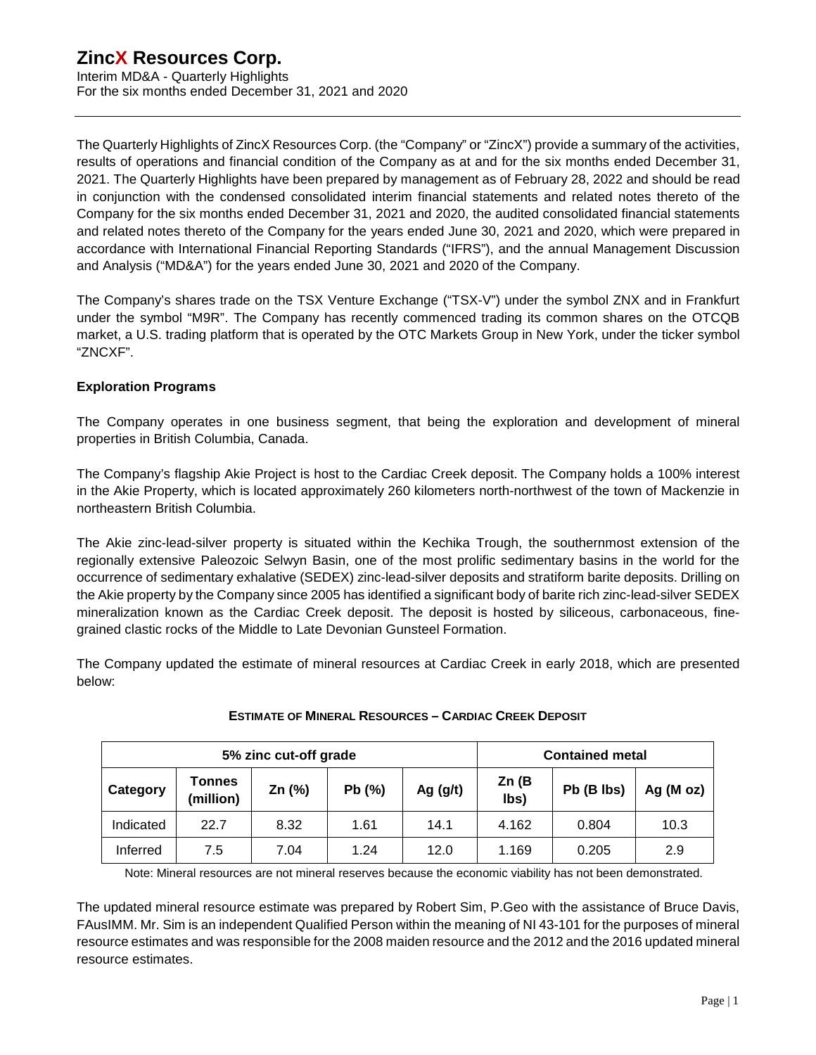# ZincX Resources Corp.

Interim MD&A - Quarterly Highlights
For the six months ended December 31, 2021 and 2020

The Quarterly Highlights of ZincX Resources Corp. (the "Company" or "ZincX") provide a summary of the activities, results of operations and financial condition of the Company as at and for the six months ended December 31, 2021. The Quarterly Highlights have been prepared by management as of February 28, 2022 and should be read in conjunction with the condensed consolidated interim financial statements and related notes thereto of the Company for the six months ended December 31, 2021 and 2020, the audited consolidated financial statements and related notes thereto of the Company for the years ended June 30, 2021 and 2020, which were prepared in accordance with International Financial Reporting Standards ("IFRS"), and the annual Management Discussion and Analysis ("MD&A") for the years ended June 30, 2021 and 2020 of the Company.

The Company's shares trade on the TSX Venture Exchange ("TSX-V") under the symbol ZNX and in Frankfurt under the symbol "M9R". The Company has recently commenced trading its common shares on the OTCQB market, a U.S. trading platform that is operated by the OTC Markets Group in New York, under the ticker symbol "ZNCXF".

**Exploration Programs**

The Company operates in one business segment, that being the exploration and development of mineral properties in British Columbia, Canada.

The Company's flagship Akie Project is host to the Cardiac Creek deposit. The Company holds a 100% interest in the Akie Property, which is located approximately 260 kilometers north-northwest of the town of Mackenzie in northeastern British Columbia.

The Akie zinc-lead-silver property is situated within the Kechika Trough, the southernmost extension of the regionally extensive Paleozoic Selwyn Basin, one of the most prolific sedimentary basins in the world for the occurrence of sedimentary exhalative (SEDEX) zinc-lead-silver deposits and stratiform barite deposits. Drilling on the Akie property by the Company since 2005 has identified a significant body of barite rich zinc-lead-silver SEDEX mineralization known as the Cardiac Creek deposit. The deposit is hosted by siliceous, carbonaceous, fine-grained clastic rocks of the Middle to Late Devonian Gunsteel Formation.

The Company updated the estimate of mineral resources at Cardiac Creek in early 2018, which are presented below:

**ESTIMATE OF MINERAL RESOURCES – CARDIAC CREEK DEPOSIT**

| 5% zinc cut-off grade | | | | | Contained metal | | |
|---|---|---|---|---|---|---|---|
| Category | Tonnes (million) | Zn (%) | Pb (%) | Ag (g/t) | Zn (B lbs) | Pb (B lbs) | Ag (M oz) |
| Indicated | 22.7 | 8.32 | 1.61 | 14.1 | 4.162 | 0.804 | 10.3 |
| Inferred | 7.5 | 7.04 | 1.24 | 12.0 | 1.169 | 0.205 | 2.9 |

Note: Mineral resources are not mineral reserves because the economic viability has not been demonstrated.

The updated mineral resource estimate was prepared by Robert Sim, P.Geo with the assistance of Bruce Davis, FAusIMM. Mr. Sim is an independent Qualified Person within the meaning of NI 43-101 for the purposes of mineral resource estimates and was responsible for the 2008 maiden resource and the 2012 and the 2016 updated mineral resource estimates.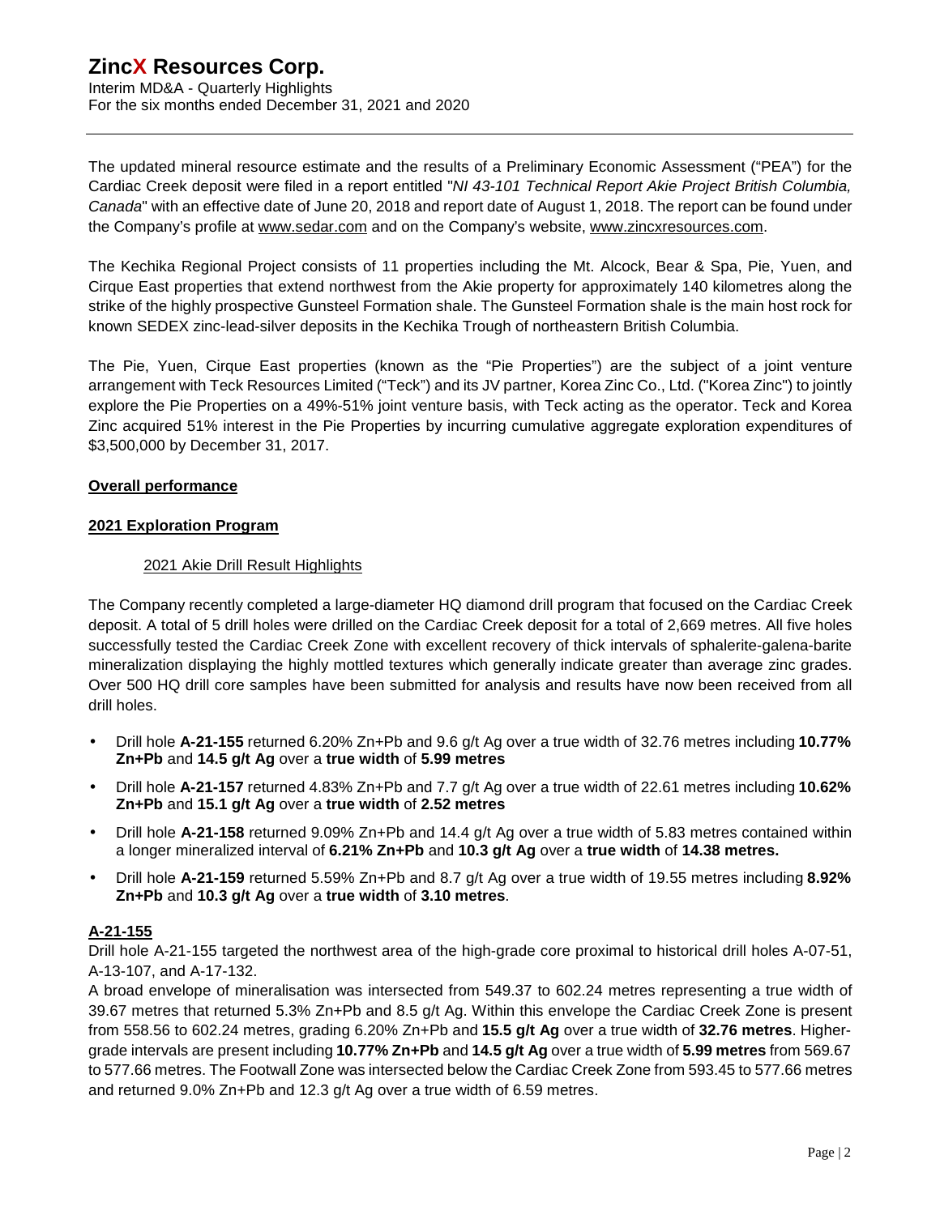The updated mineral resource estimate and the results of a Preliminary Economic Assessment ("PEA") for the Cardiac Creek deposit were filed in a report entitled "*NI 43-101 Technical Report Akie Project British Columbia, Canada*" with an effective date of June 20, 2018 and report date of August 1, 2018. The report can be found under the Company's profile at www.sedar.com and on the Company's website, www.zincxresources.com.

The Kechika Regional Project consists of 11 properties including the Mt. Alcock, Bear & Spa, Pie, Yuen, and Cirque East properties that extend northwest from the Akie property for approximately 140 kilometres along the strike of the highly prospective Gunsteel Formation shale. The Gunsteel Formation shale is the main host rock for known SEDEX zinc-lead-silver deposits in the Kechika Trough of northeastern British Columbia.

The Pie, Yuen, Cirque East properties (known as the "Pie Properties") are the subject of a joint venture arrangement with Teck Resources Limited ("Teck") and its JV partner, Korea Zinc Co., Ltd. ("Korea Zinc") to jointly explore the Pie Properties on a 49%-51% joint venture basis, with Teck acting as the operator. Teck and Korea Zinc acquired 51% interest in the Pie Properties by incurring cumulative aggregate exploration expenditures of $3,500,000 by December 31, 2017.

## Overall performance

## 2021 Exploration Program

### 2021 Akie Drill Result Highlights

The Company recently completed a large-diameter HQ diamond drill program that focused on the Cardiac Creek deposit. A total of 5 drill holes were drilled on the Cardiac Creek deposit for a total of 2,669 metres. All five holes successfully tested the Cardiac Creek Zone with excellent recovery of thick intervals of sphalerite-galena-barite mineralization displaying the highly mottled textures which generally indicate greater than average zinc grades. Over 500 HQ drill core samples have been submitted for analysis and results have now been received from all drill holes.

- Drill hole **A-21-155** returned 6.20% Zn+Pb and 9.6 g/t Ag over a true width of 32.76 metres including **10.77% Zn+Pb** and **14.5 g/t Ag** over a **true width** of **5.99 metres**
- Drill hole **A-21-157** returned 4.83% Zn+Pb and 7.7 g/t Ag over a true width of 22.61 metres including **10.62% Zn+Pb** and **15.1 g/t Ag** over a **true width** of **2.52 metres**
- Drill hole **A-21-158** returned 9.09% Zn+Pb and 14.4 g/t Ag over a true width of 5.83 metres contained within a longer mineralized interval of **6.21% Zn+Pb** and **10.3 g/t Ag** over a **true width** of **14.38 metres.**
- Drill hole **A-21-159** returned 5.59% Zn+Pb and 8.7 g/t Ag over a true width of 19.55 metres including **8.92% Zn+Pb** and **10.3 g/t Ag** over a **true width** of **3.10 metres**.

## A-21-155

Drill hole A-21-155 targeted the northwest area of the high-grade core proximal to historical drill holes A-07-51, A-13-107, and A-17-132.

A broad envelope of mineralisation was intersected from 549.37 to 602.24 metres representing a true width of 39.67 metres that returned 5.3% Zn+Pb and 8.5 g/t Ag. Within this envelope the Cardiac Creek Zone is present from 558.56 to 602.24 metres, grading 6.20% Zn+Pb and **15.5 g/t Ag** over a true width of **32.76 metres**. Higher-grade intervals are present including **10.77% Zn+Pb** and **14.5 g/t Ag** over a true width of **5.99 metres** from 569.67 to 577.66 metres. The Footwall Zone was intersected below the Cardiac Creek Zone from 593.45 to 577.66 metres and returned 9.0% Zn+Pb and 12.3 g/t Ag over a true width of 6.59 metres.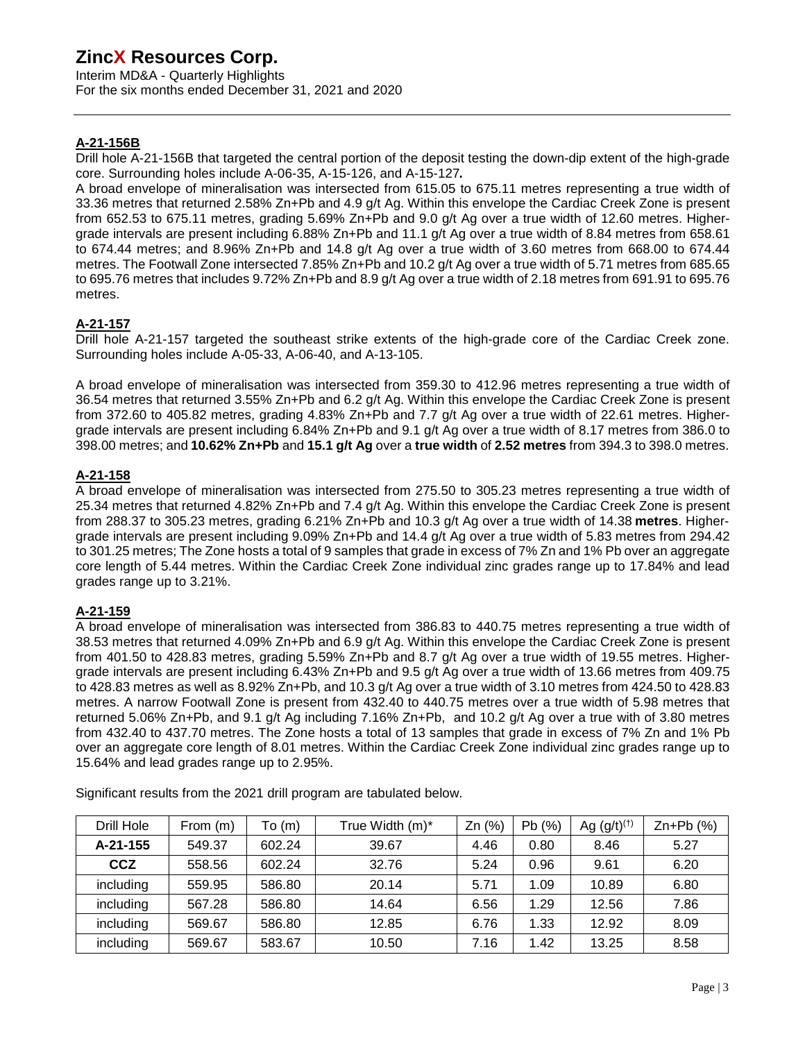### A-21-156B

Drill hole A-21-156B that targeted the central portion of the deposit testing the down-dip extent of the high-grade core. Surrounding holes include A-06-35, A-15-126, and A-15-127**.**

A broad envelope of mineralisation was intersected from 615.05 to 675.11 metres representing a true width of 33.36 metres that returned 2.58% Zn+Pb and 4.9 g/t Ag. Within this envelope the Cardiac Creek Zone is present from 652.53 to 675.11 metres, grading 5.69% Zn+Pb and 9.0 g/t Ag over a true width of 12.60 metres. Higher-grade intervals are present including 6.88% Zn+Pb and 11.1 g/t Ag over a true width of 8.84 metres from 658.61 to 674.44 metres; and 8.96% Zn+Pb and 14.8 g/t Ag over a true width of 3.60 metres from 668.00 to 674.44 metres. The Footwall Zone intersected 7.85% Zn+Pb and 10.2 g/t Ag over a true width of 5.71 metres from 685.65 to 695.76 metres that includes 9.72% Zn+Pb and 8.9 g/t Ag over a true width of 2.18 metres from 691.91 to 695.76 metres.

### A-21-157

Drill hole A-21-157 targeted the southeast strike extents of the high-grade core of the Cardiac Creek zone. Surrounding holes include A-05-33, A-06-40, and A-13-105.

A broad envelope of mineralisation was intersected from 359.30 to 412.96 metres representing a true width of 36.54 metres that returned 3.55% Zn+Pb and 6.2 g/t Ag. Within this envelope the Cardiac Creek Zone is present from 372.60 to 405.82 metres, grading 4.83% Zn+Pb and 7.7 g/t Ag over a true width of 22.61 metres. Higher-grade intervals are present including 6.84% Zn+Pb and 9.1 g/t Ag over a true width of 8.17 metres from 386.0 to 398.00 metres; and **10.62% Zn+Pb** and **15.1 g/t Ag** over a **true width** of **2.52 metres** from 394.3 to 398.0 metres.

### A-21-158

A broad envelope of mineralisation was intersected from 275.50 to 305.23 metres representing a true width of 25.34 metres that returned 4.82% Zn+Pb and 7.4 g/t Ag. Within this envelope the Cardiac Creek Zone is present from 288.37 to 305.23 metres, grading 6.21% Zn+Pb and 10.3 g/t Ag over a true width of 14.38 **metres**. Higher-grade intervals are present including 9.09% Zn+Pb and 14.4 g/t Ag over a true width of 5.83 metres from 294.42 to 301.25 metres; The Zone hosts a total of 9 samples that grade in excess of 7% Zn and 1% Pb over an aggregate core length of 5.44 metres. Within the Cardiac Creek Zone individual zinc grades range up to 17.84% and lead grades range up to 3.21%.

### A-21-159

A broad envelope of mineralisation was intersected from 386.83 to 440.75 metres representing a true width of 38.53 metres that returned 4.09% Zn+Pb and 6.9 g/t Ag. Within this envelope the Cardiac Creek Zone is present from 401.50 to 428.83 metres, grading 5.59% Zn+Pb and 8.7 g/t Ag over a true width of 19.55 metres. Higher-grade intervals are present including 6.43% Zn+Pb and 9.5 g/t Ag over a true width of 13.66 metres from 409.75 to 428.83 metres as well as 8.92% Zn+Pb, and 10.3 g/t Ag over a true width of 3.10 metres from 424.50 to 428.83 metres. A narrow Footwall Zone is present from 432.40 to 440.75 metres over a true width of 5.98 metres that returned 5.06% Zn+Pb, and 9.1 g/t Ag including 7.16% Zn+Pb, and 10.2 g/t Ag over a true with of 3.80 metres from 432.40 to 437.70 metres. The Zone hosts a total of 13 samples that grade in excess of 7% Zn and 1% Pb over an aggregate core length of 8.01 metres. Within the Cardiac Creek Zone individual zinc grades range up to 15.64% and lead grades range up to 2.95%.

Significant results from the 2021 drill program are tabulated below.

| Drill Hole | From (m) | To (m) | True Width (m)* | Zn (%) | Pb (%) | Ag (g/t)[(†)] | Zn+Pb (%) |
|---|---|---|---|---|---|---|---|
| **A-21-155** | 549.37 | 602.24 | 39.67 | 4.46 | 0.80 | 8.46 | 5.27 |
| **CCZ** | 558.56 | 602.24 | 32.76 | 5.24 | 0.96 | 9.61 | 6.20 |
| including | 559.95 | 586.80 | 20.14 | 5.71 | 1.09 | 10.89 | 6.80 |
| including | 567.28 | 586.80 | 14.64 | 6.56 | 1.29 | 12.56 | 7.86 |
| including | 569.67 | 586.80 | 12.85 | 6.76 | 1.33 | 12.92 | 8.09 |
| including | 569.67 | 583.67 | 10.50 | 7.16 | 1.42 | 13.25 | 8.58 |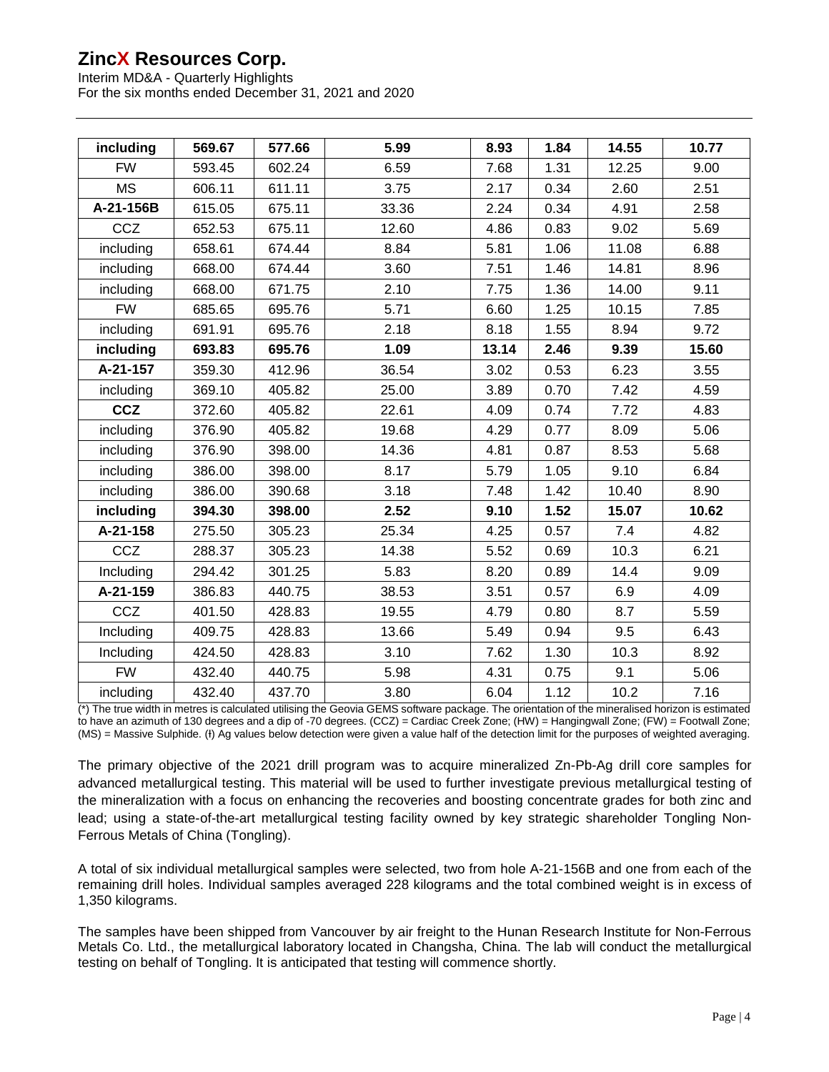| including | 569.67 | 577.66 | 5.99 | 8.93 | 1.84 | 14.55 | 10.77 |
|---|---|---|---|---|---|---|---|
| FW | 593.45 | 602.24 | 6.59 | 7.68 | 1.31 | 12.25 | 9.00 |
| MS | 606.11 | 611.11 | 3.75 | 2.17 | 0.34 | 2.60 | 2.51 |
| **A-21-156B** | 615.05 | 675.11 | 33.36 | 2.24 | 0.34 | 4.91 | 2.58 |
| CCZ | 652.53 | 675.11 | 12.60 | 4.86 | 0.83 | 9.02 | 5.69 |
| including | 658.61 | 674.44 | 8.84 | 5.81 | 1.06 | 11.08 | 6.88 |
| including | 668.00 | 674.44 | 3.60 | 7.51 | 1.46 | 14.81 | 8.96 |
| including | 668.00 | 671.75 | 2.10 | 7.75 | 1.36 | 14.00 | 9.11 |
| FW | 685.65 | 695.76 | 5.71 | 6.60 | 1.25 | 10.15 | 7.85 |
| including | 691.91 | 695.76 | 2.18 | 8.18 | 1.55 | 8.94 | 9.72 |
| **including** | **693.83** | **695.76** | **1.09** | **13.14** | **2.46** | **9.39** | **15.60** |
| **A-21-157** | 359.30 | 412.96 | 36.54 | 3.02 | 0.53 | 6.23 | 3.55 |
| including | 369.10 | 405.82 | 25.00 | 3.89 | 0.70 | 7.42 | 4.59 |
| **CCZ** | 372.60 | 405.82 | 22.61 | 4.09 | 0.74 | 7.72 | 4.83 |
| including | 376.90 | 405.82 | 19.68 | 4.29 | 0.77 | 8.09 | 5.06 |
| including | 376.90 | 398.00 | 14.36 | 4.81 | 0.87 | 8.53 | 5.68 |
| including | 386.00 | 398.00 | 8.17 | 5.79 | 1.05 | 9.10 | 6.84 |
| including | 386.00 | 390.68 | 3.18 | 7.48 | 1.42 | 10.40 | 8.90 |
| **including** | **394.30** | **398.00** | **2.52** | **9.10** | **1.52** | **15.07** | **10.62** |
| **A-21-158** | 275.50 | 305.23 | 25.34 | 4.25 | 0.57 | 7.4 | 4.82 |
| CCZ | 288.37 | 305.23 | 14.38 | 5.52 | 0.69 | 10.3 | 6.21 |
| Including | 294.42 | 301.25 | 5.83 | 8.20 | 0.89 | 14.4 | 9.09 |
| **A-21-159** | 386.83 | 440.75 | 38.53 | 3.51 | 0.57 | 6.9 | 4.09 |
| CCZ | 401.50 | 428.83 | 19.55 | 4.79 | 0.80 | 8.7 | 5.59 |
| Including | 409.75 | 428.83 | 13.66 | 5.49 | 0.94 | 9.5 | 6.43 |
| Including | 424.50 | 428.83 | 3.10 | 7.62 | 1.30 | 10.3 | 8.92 |
| FW | 432.40 | 440.75 | 5.98 | 4.31 | 0.75 | 9.1 | 5.06 |
| including | 432.40 | 437.70 | 3.80 | 6.04 | 1.12 | 10.2 | 7.16 |

(*) The true width in metres is calculated utilising the Geovia GEMS software package. The orientation of the mineralised horizon is estimated to have an azimuth of 130 degrees and a dip of -70 degrees. (CCZ) = Cardiac Creek Zone; (HW) = Hangingwall Zone; (FW) = Footwall Zone; (MS) = Massive Sulphide. (ł) Ag values below detection were given a value half of the detection limit for the purposes of weighted averaging.

The primary objective of the 2021 drill program was to acquire mineralized Zn-Pb-Ag drill core samples for advanced metallurgical testing. This material will be used to further investigate previous metallurgical testing of the mineralization with a focus on enhancing the recoveries and boosting concentrate grades for both zinc and lead; using a state-of-the-art metallurgical testing facility owned by key strategic shareholder Tongling Non-Ferrous Metals of China (Tongling).

A total of six individual metallurgical samples were selected, two from hole A-21-156B and one from each of the remaining drill holes. Individual samples averaged 228 kilograms and the total combined weight is in excess of 1,350 kilograms.

The samples have been shipped from Vancouver by air freight to the Hunan Research Institute for Non-Ferrous Metals Co. Ltd., the metallurgical laboratory located in Changsha, China. The lab will conduct the metallurgical testing on behalf of Tongling. It is anticipated that testing will commence shortly.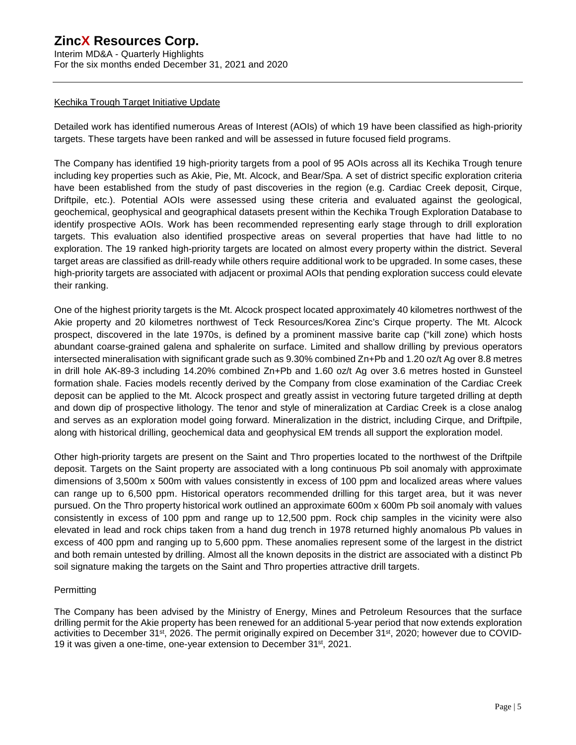## Kechika Trough Target Initiative Update

Detailed work has identified numerous Areas of Interest (AOIs) of which 19 have been classified as high-priority targets. These targets have been ranked and will be assessed in future focused field programs.

The Company has identified 19 high-priority targets from a pool of 95 AOIs across all its Kechika Trough tenure including key properties such as Akie, Pie, Mt. Alcock, and Bear/Spa. A set of district specific exploration criteria have been established from the study of past discoveries in the region (e.g. Cardiac Creek deposit, Cirque, Driftpile, etc.). Potential AOIs were assessed using these criteria and evaluated against the geological, geochemical, geophysical and geographical datasets present within the Kechika Trough Exploration Database to identify prospective AOIs. Work has been recommended representing early stage through to drill exploration targets. This evaluation also identified prospective areas on several properties that have had little to no exploration. The 19 ranked high-priority targets are located on almost every property within the district. Several target areas are classified as drill-ready while others require additional work to be upgraded. In some cases, these high-priority targets are associated with adjacent or proximal AOIs that pending exploration success could elevate their ranking.

One of the highest priority targets is the Mt. Alcock prospect located approximately 40 kilometres northwest of the Akie property and 20 kilometres northwest of Teck Resources/Korea Zinc's Cirque property. The Mt. Alcock prospect, discovered in the late 1970s, is defined by a prominent massive barite cap ("kill zone) which hosts abundant coarse-grained galena and sphalerite on surface. Limited and shallow drilling by previous operators intersected mineralisation with significant grade such as 9.30% combined Zn+Pb and 1.20 oz/t Ag over 8.8 metres in drill hole AK-89-3 including 14.20% combined Zn+Pb and 1.60 oz/t Ag over 3.6 metres hosted in Gunsteel formation shale. Facies models recently derived by the Company from close examination of the Cardiac Creek deposit can be applied to the Mt. Alcock prospect and greatly assist in vectoring future targeted drilling at depth and down dip of prospective lithology. The tenor and style of mineralization at Cardiac Creek is a close analog and serves as an exploration model going forward. Mineralization in the district, including Cirque, and Driftpile, along with historical drilling, geochemical data and geophysical EM trends all support the exploration model.

Other high-priority targets are present on the Saint and Thro properties located to the northwest of the Driftpile deposit. Targets on the Saint property are associated with a long continuous Pb soil anomaly with approximate dimensions of 3,500m x 500m with values consistently in excess of 100 ppm and localized areas where values can range up to 6,500 ppm. Historical operators recommended drilling for this target area, but it was never pursued. On the Thro property historical work outlined an approximate 600m x 600m Pb soil anomaly with values consistently in excess of 100 ppm and range up to 12,500 ppm. Rock chip samples in the vicinity were also elevated in lead and rock chips taken from a hand dug trench in 1978 returned highly anomalous Pb values in excess of 400 ppm and ranging up to 5,600 ppm. These anomalies represent some of the largest in the district and both remain untested by drilling. Almost all the known deposits in the district are associated with a distinct Pb soil signature making the targets on the Saint and Thro properties attractive drill targets.

### Permitting

The Company has been advised by the Ministry of Energy, Mines and Petroleum Resources that the surface drilling permit for the Akie property has been renewed for an additional 5-year period that now extends exploration activities to December 31st, 2026. The permit originally expired on December 31st, 2020; however due to COVID-19 it was given a one-time, one-year extension to December 31st, 2021.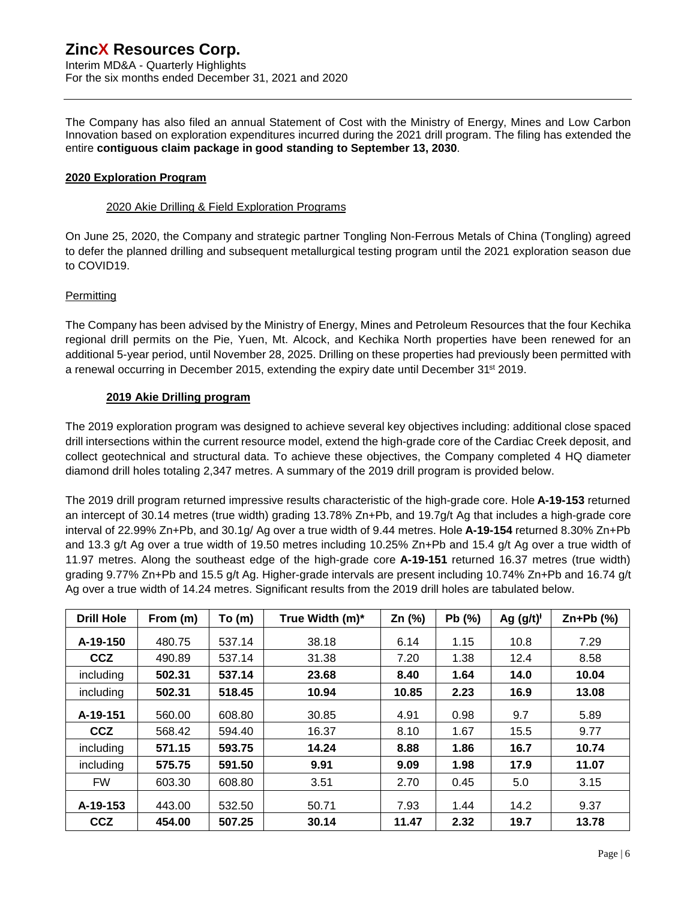The Company has also filed an annual Statement of Cost with the Ministry of Energy, Mines and Low Carbon Innovation based on exploration expenditures incurred during the 2021 drill program. The filing has extended the entire **contiguous claim package in good standing to September 13, 2030**.

## 2020 Exploration Program

### 2020 Akie Drilling & Field Exploration Programs

On June 25, 2020, the Company and strategic partner Tongling Non-Ferrous Metals of China (Tongling) agreed to defer the planned drilling and subsequent metallurgical testing program until the 2021 exploration season due to COVID19.

### Permitting

The Company has been advised by the Ministry of Energy, Mines and Petroleum Resources that the four Kechika regional drill permits on the Pie, Yuen, Mt. Alcock, and Kechika North properties have been renewed for an additional 5-year period, until November 28, 2025. Drilling on these properties had previously been permitted with a renewal occurring in December 2015, extending the expiry date until December 31st 2019.

### 2019 Akie Drilling program

The 2019 exploration program was designed to achieve several key objectives including: additional close spaced drill intersections within the current resource model, extend the high-grade core of the Cardiac Creek deposit, and collect geotechnical and structural data. To achieve these objectives, the Company completed 4 HQ diameter diamond drill holes totaling 2,347 metres. A summary of the 2019 drill program is provided below.

The 2019 drill program returned impressive results characteristic of the high-grade core. Hole **A-19-153** returned an intercept of 30.14 metres (true width) grading 13.78% Zn+Pb, and 19.7g/t Ag that includes a high-grade core interval of 22.99% Zn+Pb, and 30.1g/ Ag over a true width of 9.44 metres. Hole **A-19-154** returned 8.30% Zn+Pb and 13.3 g/t Ag over a true width of 19.50 metres including 10.25% Zn+Pb and 15.4 g/t Ag over a true width of 11.97 metres. Along the southeast edge of the high-grade core **A-19-151** returned 16.37 metres (true width) grading 9.77% Zn+Pb and 15.5 g/t Ag. Higher-grade intervals are present including 10.74% Zn+Pb and 16.74 g/t Ag over a true width of 14.24 metres. Significant results from the 2019 drill holes are tabulated below.

| Drill Hole | From (m) | To (m) | True Width (m)* | Zn (%) | Pb (%) | Ag (g/t)ᴵ | Zn+Pb (%) |
|---|---|---|---|---|---|---|---|
| **A-19-150** | 480.75 | 537.14 | 38.18 | 6.14 | 1.15 | 10.8 | 7.29 |
| **CCZ** | 490.89 | 537.14 | 31.38 | 7.20 | 1.38 | 12.4 | 8.58 |
| including | **502.31** | **537.14** | **23.68** | **8.40** | **1.64** | **14.0** | **10.04** |
| including | **502.31** | **518.45** | **10.94** | **10.85** | **2.23** | **16.9** | **13.08** |
| **A-19-151** | 560.00 | 608.80 | 30.85 | 4.91 | 0.98 | 9.7 | 5.89 |
| **CCZ** | 568.42 | 594.40 | 16.37 | 8.10 | 1.67 | 15.5 | 9.77 |
| including | **571.15** | **593.75** | **14.24** | **8.88** | **1.86** | **16.7** | **10.74** |
| including | **575.75** | **591.50** | **9.91** | **9.09** | **1.98** | **17.9** | **11.07** |
| FW | 603.30 | 608.80 | 3.51 | 2.70 | 0.45 | 5.0 | 3.15 |
| **A-19-153** | 443.00 | 532.50 | 50.71 | 7.93 | 1.44 | 14.2 | 9.37 |
| **CCZ** | **454.00** | **507.25** | **30.14** | **11.47** | **2.32** | **19.7** | **13.78** |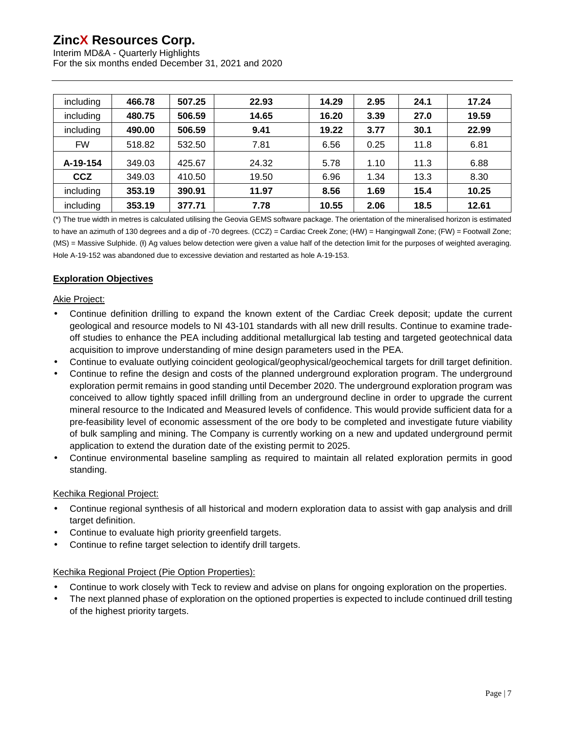| including | **466.78** | **507.25** | **22.93** | **14.29** | **2.95** | **24.1** | **17.24** |
|---|---|---|---|---|---|---|---|
| including | **480.75** | **506.59** | **14.65** | **16.20** | **3.39** | **27.0** | **19.59** |
| including | **490.00** | **506.59** | **9.41** | **19.22** | **3.77** | **30.1** | **22.99** |
| FW | 518.82 | 532.50 | 7.81 | 6.56 | 0.25 | 11.8 | 6.81 |
| **A-19-154** | 349.03 | 425.67 | 24.32 | 5.78 | 1.10 | 11.3 | 6.88 |
| **CCZ** | 349.03 | 410.50 | 19.50 | 6.96 | 1.34 | 13.3 | 8.30 |
| including | **353.19** | **390.91** | **11.97** | **8.56** | **1.69** | **15.4** | **10.25** |
| including | **353.19** | **377.71** | **7.78** | **10.55** | **2.06** | **18.5** | **12.61** |

(*) The true width in metres is calculated utilising the Geovia GEMS software package. The orientation of the mineralised horizon is estimated to have an azimuth of 130 degrees and a dip of -70 degrees. (CCZ) = Cardiac Creek Zone; (HW) = Hangingwall Zone; (FW) = Footwall Zone; (MS) = Massive Sulphide. (ƚ) Ag values below detection were given a value half of the detection limit for the purposes of weighted averaging. Hole A-19-152 was abandoned due to excessive deviation and restarted as hole A-19-153.

## **Exploration Objectives**

Akie Project:

- Continue definition drilling to expand the known extent of the Cardiac Creek deposit; update the current geological and resource models to NI 43-101 standards with all new drill results. Continue to examine trade-off studies to enhance the PEA including additional metallurgical lab testing and targeted geotechnical data acquisition to improve understanding of mine design parameters used in the PEA.
- Continue to evaluate outlying coincident geological/geophysical/geochemical targets for drill target definition.
- Continue to refine the design and costs of the planned underground exploration program. The underground exploration permit remains in good standing until December 2020. The underground exploration program was conceived to allow tightly spaced infill drilling from an underground decline in order to upgrade the current mineral resource to the Indicated and Measured levels of confidence. This would provide sufficient data for a pre-feasibility level of economic assessment of the ore body to be completed and investigate future viability of bulk sampling and mining. The Company is currently working on a new and updated underground permit application to extend the duration date of the existing permit to 2025.
- Continue environmental baseline sampling as required to maintain all related exploration permits in good standing.

Kechika Regional Project:

- Continue regional synthesis of all historical and modern exploration data to assist with gap analysis and drill target definition.
- Continue to evaluate high priority greenfield targets.
- Continue to refine target selection to identify drill targets.

Kechika Regional Project (Pie Option Properties):

- Continue to work closely with Teck to review and advise on plans for ongoing exploration on the properties.
- The next planned phase of exploration on the optioned properties is expected to include continued drill testing of the highest priority targets.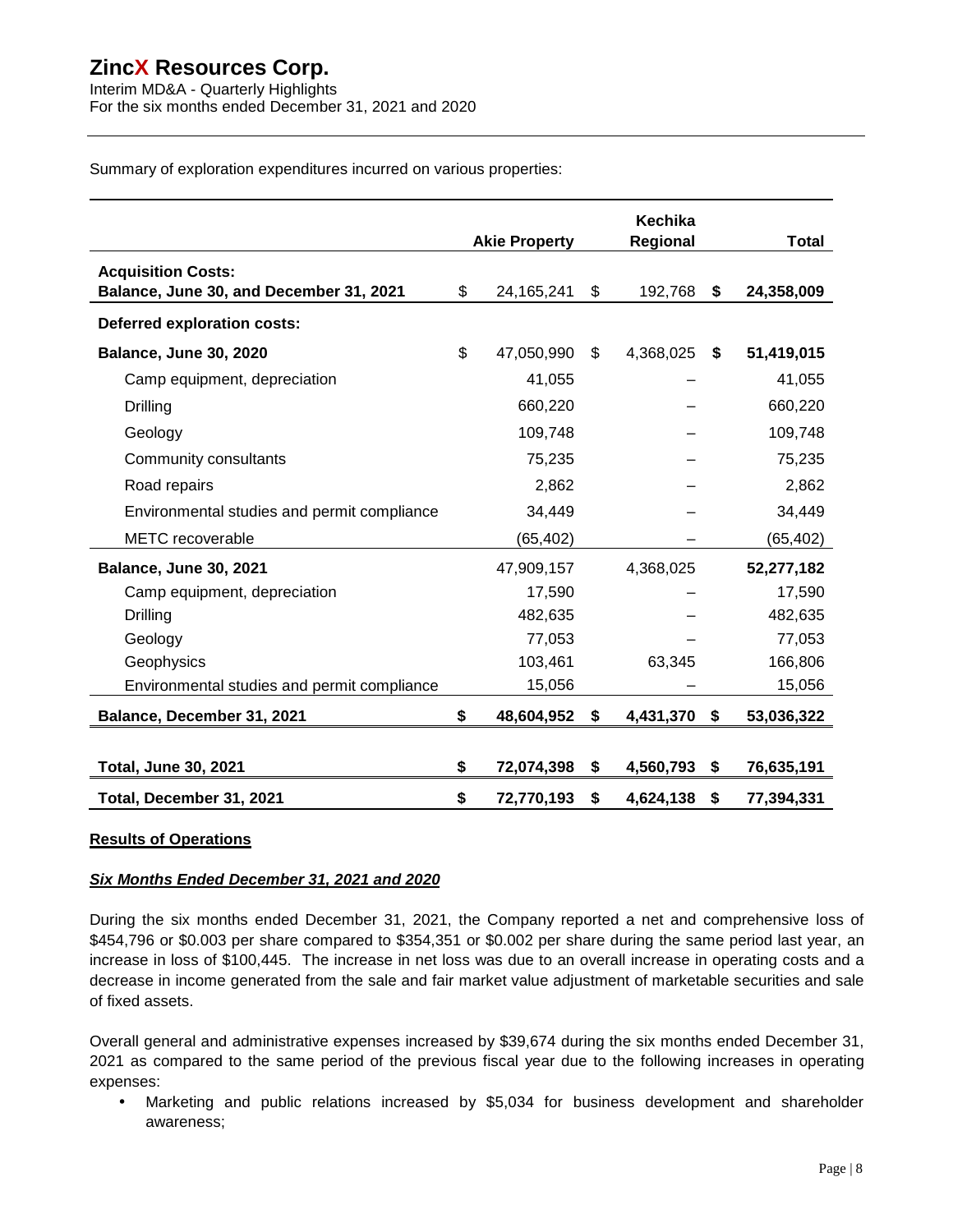Summary of exploration expenditures incurred on various properties:

| | Akie Property | Kechika Regional | Total |
|---|---|---|---|
| **Acquisition Costs:** | | | |
| **Balance, June 30, and December 31, 2021** | $ 24,165,241 | $ 192,768 | **$ 24,358,009** |
| **Deferred exploration costs:** | | | |
| **Balance, June 30, 2020** | $ 47,050,990 | $ 4,368,025 | **$ 51,419,015** |
| Camp equipment, depreciation | 41,055 | – | 41,055 |
| Drilling | 660,220 | – | 660,220 |
| Geology | 109,748 | – | 109,748 |
| Community consultants | 75,235 | – | 75,235 |
| Road repairs | 2,862 | – | 2,862 |
| Environmental studies and permit compliance | 34,449 | – | 34,449 |
| METC recoverable | (65,402) | – | (65,402) |
| **Balance, June 30, 2021** | 47,909,157 | 4,368,025 | **52,277,182** |
| Camp equipment, depreciation | 17,590 | – | 17,590 |
| Drilling | 482,635 | – | 482,635 |
| Geology | 77,053 | – | 77,053 |
| Geophysics | 103,461 | 63,345 | 166,806 |
| Environmental studies and permit compliance | 15,056 | – | 15,056 |
| **Balance, December 31, 2021** | **$ 48,604,952** | **$ 4,431,370** | **$ 53,036,322** |
| **Total, June 30, 2021** | **$ 72,074,398** | **$ 4,560,793** | **$ 76,635,191** |
| **Total, December 31, 2021** | **$ 72,770,193** | **$ 4,624,138** | **$ 77,394,331** |

## Results of Operations

### *Six Months Ended December 31, 2021 and 2020*

During the six months ended December 31, 2021, the Company reported a net and comprehensive loss of $454,796 or $0.003 per share compared to $354,351 or $0.002 per share during the same period last year, an increase in loss of $100,445. The increase in net loss was due to an overall increase in operating costs and a decrease in income generated from the sale and fair market value adjustment of marketable securities and sale of fixed assets.

Overall general and administrative expenses increased by $39,674 during the six months ended December 31, 2021 as compared to the same period of the previous fiscal year due to the following increases in operating expenses:

- Marketing and public relations increased by $5,034 for business development and shareholder awareness;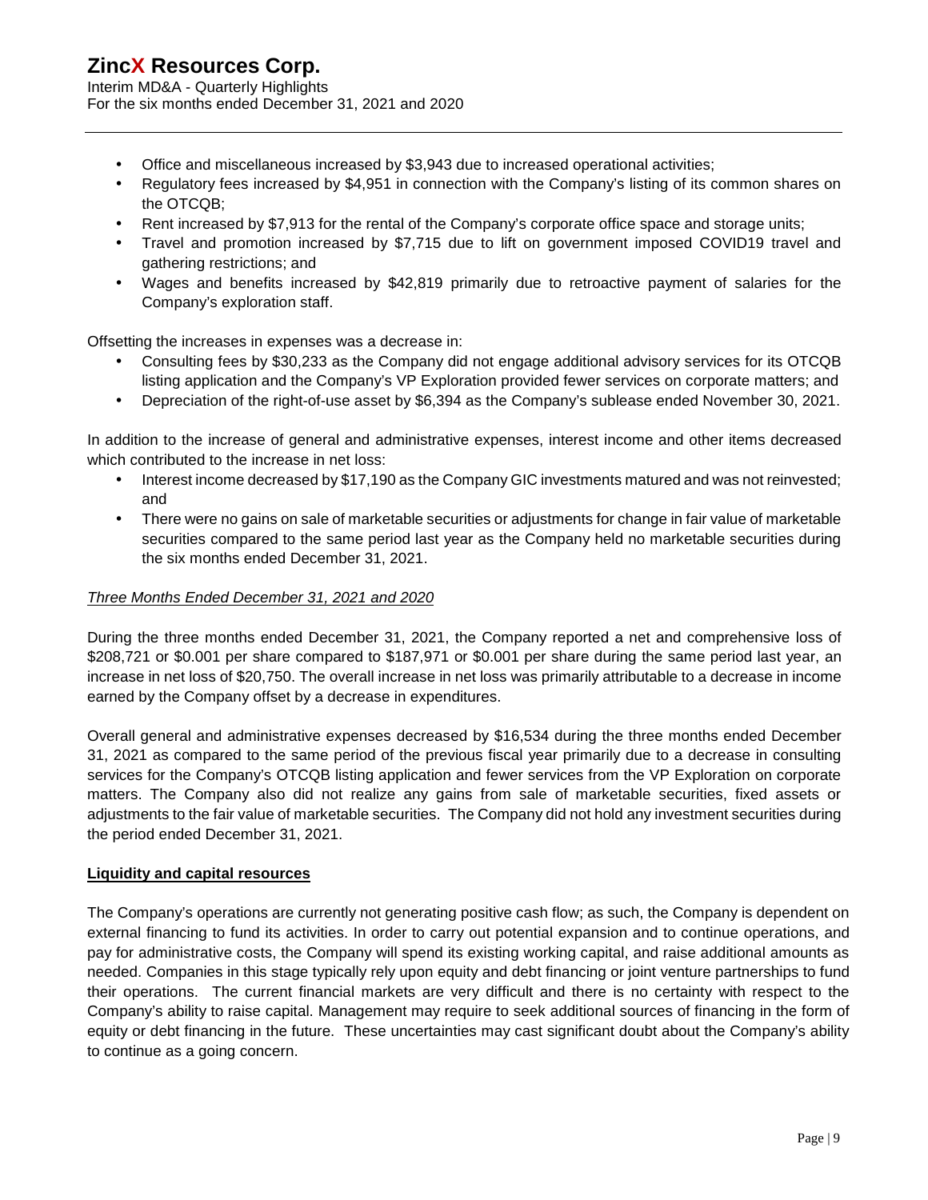- Office and miscellaneous increased by $3,943 due to increased operational activities;
- Regulatory fees increased by $4,951 in connection with the Company's listing of its common shares on the OTCQB;
- Rent increased by $7,913 for the rental of the Company's corporate office space and storage units;
- Travel and promotion increased by $7,715 due to lift on government imposed COVID19 travel and gathering restrictions; and
- Wages and benefits increased by $42,819 primarily due to retroactive payment of salaries for the Company's exploration staff.

Offsetting the increases in expenses was a decrease in:

- Consulting fees by $30,233 as the Company did not engage additional advisory services for its OTCQB listing application and the Company's VP Exploration provided fewer services on corporate matters; and
- Depreciation of the right-of-use asset by $6,394 as the Company's sublease ended November 30, 2021.

In addition to the increase of general and administrative expenses, interest income and other items decreased which contributed to the increase in net loss:

- Interest income decreased by $17,190 as the Company GIC investments matured and was not reinvested; and
- There were no gains on sale of marketable securities or adjustments for change in fair value of marketable securities compared to the same period last year as the Company held no marketable securities during the six months ended December 31, 2021.

*Three Months Ended December 31, 2021 and 2020*

During the three months ended December 31, 2021, the Company reported a net and comprehensive loss of $208,721 or $0.001 per share compared to $187,971 or $0.001 per share during the same period last year, an increase in net loss of $20,750. The overall increase in net loss was primarily attributable to a decrease in income earned by the Company offset by a decrease in expenditures.

Overall general and administrative expenses decreased by $16,534 during the three months ended December 31, 2021 as compared to the same period of the previous fiscal year primarily due to a decrease in consulting services for the Company's OTCQB listing application and fewer services from the VP Exploration on corporate matters. The Company also did not realize any gains from sale of marketable securities, fixed assets or adjustments to the fair value of marketable securities. The Company did not hold any investment securities during the period ended December 31, 2021.

## Liquidity and capital resources

The Company's operations are currently not generating positive cash flow; as such, the Company is dependent on external financing to fund its activities. In order to carry out potential expansion and to continue operations, and pay for administrative costs, the Company will spend its existing working capital, and raise additional amounts as needed. Companies in this stage typically rely upon equity and debt financing or joint venture partnerships to fund their operations. The current financial markets are very difficult and there is no certainty with respect to the Company's ability to raise capital. Management may require to seek additional sources of financing in the form of equity or debt financing in the future. These uncertainties may cast significant doubt about the Company's ability to continue as a going concern.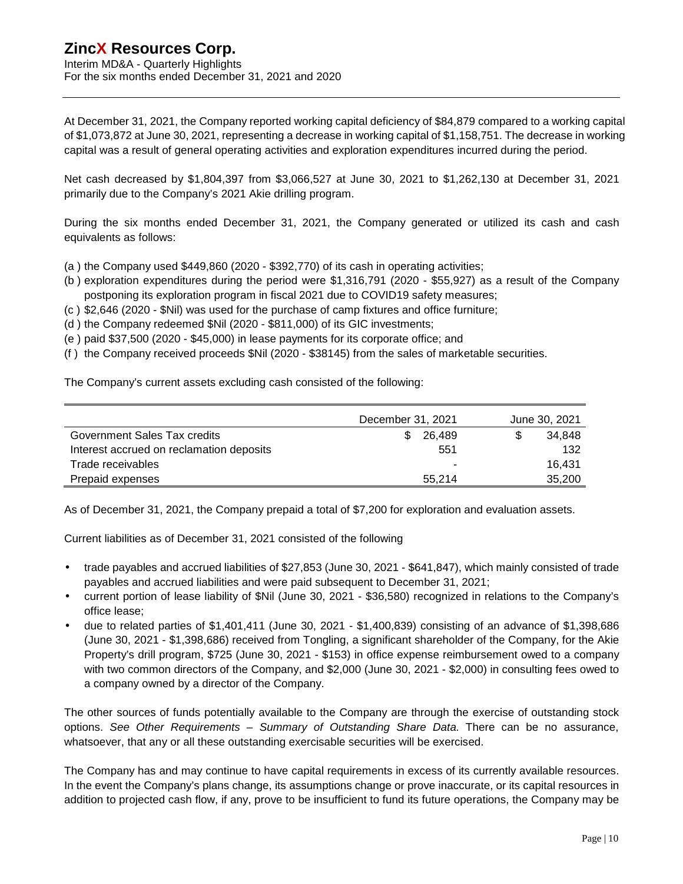At December 31, 2021, the Company reported working capital deficiency of $84,879 compared to a working capital of $1,073,872 at June 30, 2021, representing a decrease in working capital of $1,158,751. The decrease in working capital was a result of general operating activities and exploration expenditures incurred during the period.

Net cash decreased by $1,804,397 from $3,066,527 at June 30, 2021 to $1,262,130 at December 31, 2021 primarily due to the Company's 2021 Akie drilling program.

During the six months ended December 31, 2021, the Company generated or utilized its cash and cash equivalents as follows:

(a ) the Company used $449,860 (2020 - $392,770) of its cash in operating activities;
(b ) exploration expenditures during the period were $1,316,791 (2020 - $55,927) as a result of the Company postponing its exploration program in fiscal 2021 due to COVID19 safety measures;
(c ) $2,646 (2020 - $Nil) was used for the purchase of camp fixtures and office furniture;
(d ) the Company redeemed $Nil (2020 - $811,000) of its GIC investments;
(e ) paid $37,500 (2020 - $45,000) in lease payments for its corporate office; and
(f ) the Company received proceeds $Nil (2020 - $38145) from the sales of marketable securities.

The Company's current assets excluding cash consisted of the following:

| | December 31, 2021 | June 30, 2021 |
|---|---|---|
| Government Sales Tax credits | $ 26,489 | $ 34,848 |
| Interest accrued on reclamation deposits | 551 | 132 |
| Trade receivables | - | 16,431 |
| Prepaid expenses | 55,214 | 35,200 |

As of December 31, 2021, the Company prepaid a total of $7,200 for exploration and evaluation assets.

Current liabilities as of December 31, 2021 consisted of the following

- trade payables and accrued liabilities of $27,853 (June 30, 2021 - $641,847), which mainly consisted of trade payables and accrued liabilities and were paid subsequent to December 31, 2021;
- current portion of lease liability of $Nil (June 30, 2021 - $36,580) recognized in relations to the Company's office lease;
- due to related parties of $1,401,411 (June 30, 2021 - $1,400,839) consisting of an advance of $1,398,686 (June 30, 2021 - $1,398,686) received from Tongling, a significant shareholder of the Company, for the Akie Property's drill program, $725 (June 30, 2021 - $153) in office expense reimbursement owed to a company with two common directors of the Company, and $2,000 (June 30, 2021 - $2,000) in consulting fees owed to a company owned by a director of the Company.

The other sources of funds potentially available to the Company are through the exercise of outstanding stock options. *See Other Requirements – Summary of Outstanding Share Data.* There can be no assurance, whatsoever, that any or all these outstanding exercisable securities will be exercised.

The Company has and may continue to have capital requirements in excess of its currently available resources. In the event the Company's plans change, its assumptions change or prove inaccurate, or its capital resources in addition to projected cash flow, if any, prove to be insufficient to fund its future operations, the Company may be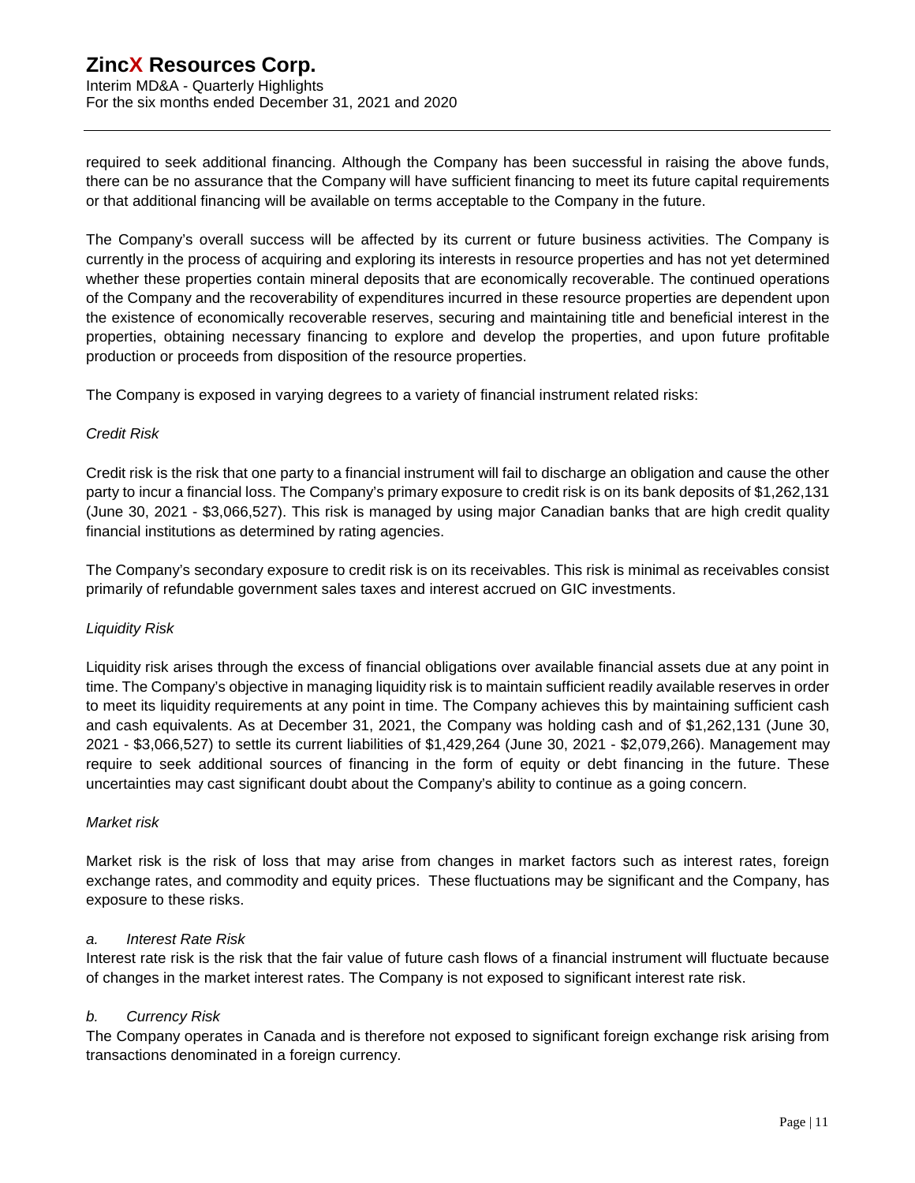required to seek additional financing. Although the Company has been successful in raising the above funds, there can be no assurance that the Company will have sufficient financing to meet its future capital requirements or that additional financing will be available on terms acceptable to the Company in the future.

The Company's overall success will be affected by its current or future business activities. The Company is currently in the process of acquiring and exploring its interests in resource properties and has not yet determined whether these properties contain mineral deposits that are economically recoverable. The continued operations of the Company and the recoverability of expenditures incurred in these resource properties are dependent upon the existence of economically recoverable reserves, securing and maintaining title and beneficial interest in the properties, obtaining necessary financing to explore and develop the properties, and upon future profitable production or proceeds from disposition of the resource properties.

The Company is exposed in varying degrees to a variety of financial instrument related risks:

*Credit Risk*

Credit risk is the risk that one party to a financial instrument will fail to discharge an obligation and cause the other party to incur a financial loss. The Company's primary exposure to credit risk is on its bank deposits of $1,262,131 (June 30, 2021 - $3,066,527). This risk is managed by using major Canadian banks that are high credit quality financial institutions as determined by rating agencies.

The Company's secondary exposure to credit risk is on its receivables. This risk is minimal as receivables consist primarily of refundable government sales taxes and interest accrued on GIC investments.

*Liquidity Risk*

Liquidity risk arises through the excess of financial obligations over available financial assets due at any point in time. The Company's objective in managing liquidity risk is to maintain sufficient readily available reserves in order to meet its liquidity requirements at any point in time. The Company achieves this by maintaining sufficient cash and cash equivalents. As at December 31, 2021, the Company was holding cash and of $1,262,131 (June 30, 2021 - $3,066,527) to settle its current liabilities of $1,429,264 (June 30, 2021 - $2,079,266). Management may require to seek additional sources of financing in the form of equity or debt financing in the future. These uncertainties may cast significant doubt about the Company's ability to continue as a going concern.

*Market risk*

Market risk is the risk of loss that may arise from changes in market factors such as interest rates, foreign exchange rates, and commodity and equity prices. These fluctuations may be significant and the Company, has exposure to these risks.

*a. Interest Rate Risk*

Interest rate risk is the risk that the fair value of future cash flows of a financial instrument will fluctuate because of changes in the market interest rates. The Company is not exposed to significant interest rate risk.

*b. Currency Risk*

The Company operates in Canada and is therefore not exposed to significant foreign exchange risk arising from transactions denominated in a foreign currency.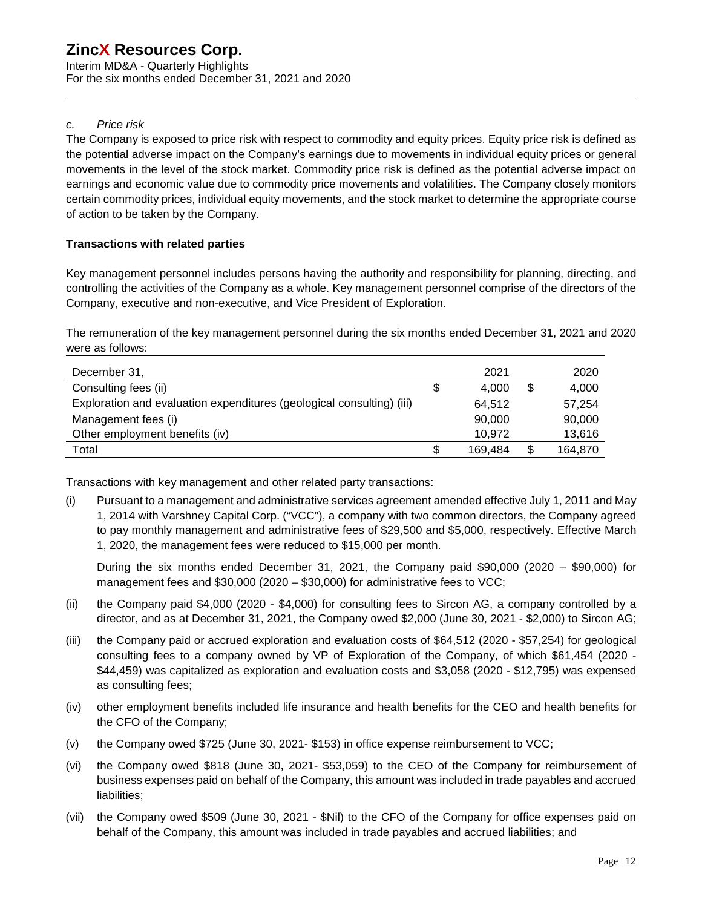*c. Price risk*

The Company is exposed to price risk with respect to commodity and equity prices. Equity price risk is defined as the potential adverse impact on the Company's earnings due to movements in individual equity prices or general movements in the level of the stock market. Commodity price risk is defined as the potential adverse impact on earnings and economic value due to commodity price movements and volatilities. The Company closely monitors certain commodity prices, individual equity movements, and the stock market to determine the appropriate course of action to be taken by the Company.

**Transactions with related parties**

Key management personnel includes persons having the authority and responsibility for planning, directing, and controlling the activities of the Company as a whole. Key management personnel comprise of the directors of the Company, executive and non-executive, and Vice President of Exploration.

The remuneration of the key management personnel during the six months ended December 31, 2021 and 2020 were as follows:

| December 31, | 2021 | 2020 |
|---|---|---|
| Consulting fees (ii) | $ 4,000 | $ 4,000 |
| Exploration and evaluation expenditures (geological consulting) (iii) | 64,512 | 57,254 |
| Management fees (i) | 90,000 | 90,000 |
| Other employment benefits (iv) | 10,972 | 13,616 |
| Total | $ 169,484 | $ 164,870 |

Transactions with key management and other related party transactions:

(i) Pursuant to a management and administrative services agreement amended effective July 1, 2011 and May 1, 2014 with Varshney Capital Corp. ("VCC"), a company with two common directors, the Company agreed to pay monthly management and administrative fees of $29,500 and $5,000, respectively. Effective March 1, 2020, the management fees were reduced to $15,000 per month.

During the six months ended December 31, 2021, the Company paid $90,000 (2020 – $90,000) for management fees and $30,000 (2020 – $30,000) for administrative fees to VCC;

(ii) the Company paid $4,000 (2020 - $4,000) for consulting fees to Sircon AG, a company controlled by a director, and as at December 31, 2021, the Company owed $2,000 (June 30, 2021 - $2,000) to Sircon AG;

(iii) the Company paid or accrued exploration and evaluation costs of $64,512 (2020 - $57,254) for geological consulting fees to a company owned by VP of Exploration of the Company, of which $61,454 (2020 - $44,459) was capitalized as exploration and evaluation costs and $3,058 (2020 - $12,795) was expensed as consulting fees;

(iv) other employment benefits included life insurance and health benefits for the CEO and health benefits for the CFO of the Company;

(v) the Company owed $725 (June 30, 2021- $153) in office expense reimbursement to VCC;

(vi) the Company owed $818 (June 30, 2021- $53,059) to the CEO of the Company for reimbursement of business expenses paid on behalf of the Company, this amount was included in trade payables and accrued liabilities;

(vii) the Company owed $509 (June 30, 2021 - $Nil) to the CFO of the Company for office expenses paid on behalf of the Company, this amount was included in trade payables and accrued liabilities; and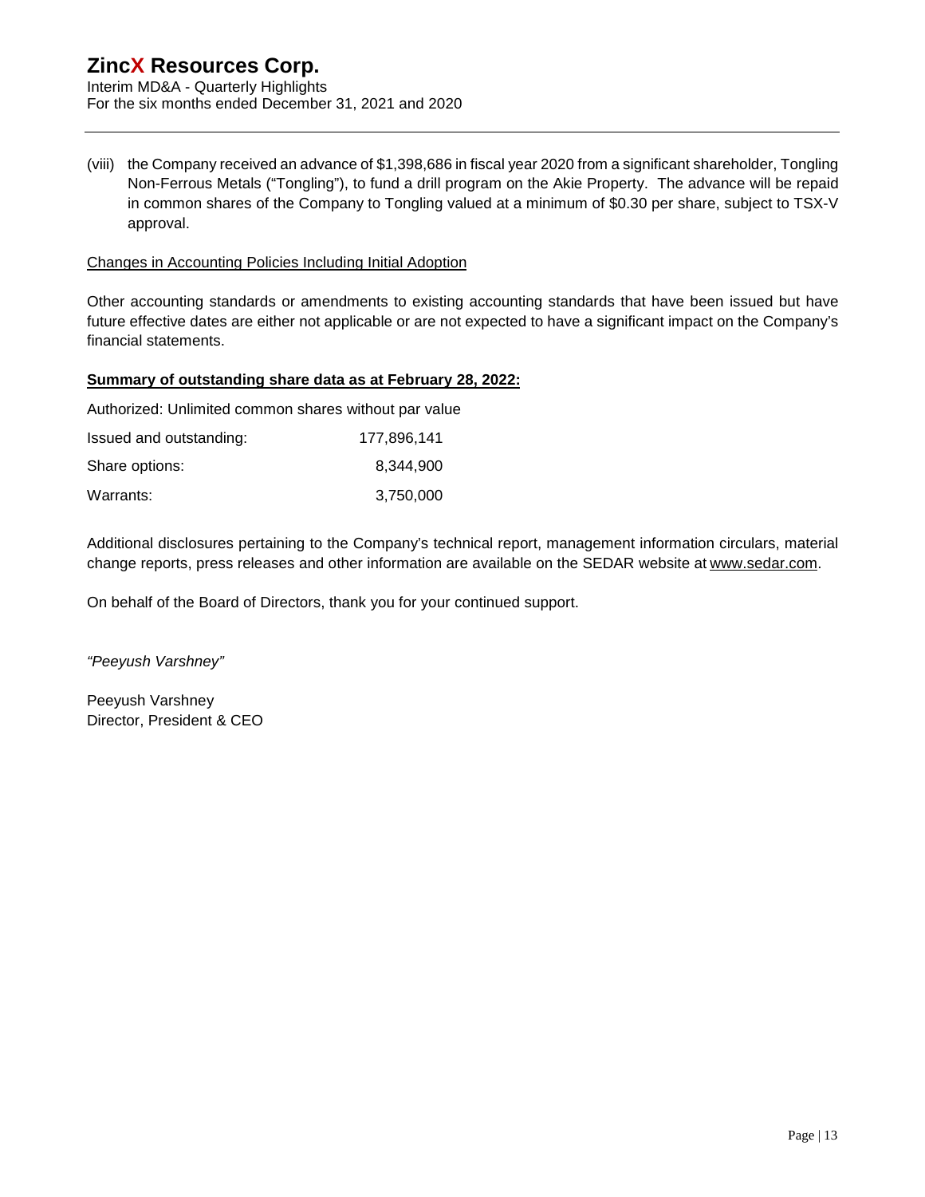(viii) the Company received an advance of $1,398,686 in fiscal year 2020 from a significant shareholder, Tongling Non-Ferrous Metals ("Tongling"), to fund a drill program on the Akie Property. The advance will be repaid in common shares of the Company to Tongling valued at a minimum of $0.30 per share, subject to TSX-V approval.

Changes in Accounting Policies Including Initial Adoption

Other accounting standards or amendments to existing accounting standards that have been issued but have future effective dates are either not applicable or are not expected to have a significant impact on the Company's financial statements.

**Summary of outstanding share data as at February 28, 2022:**

Authorized: Unlimited common shares without par value

| | |
|---|---|
| Issued and outstanding: | 177,896,141 |
| Share options: | 8,344,900 |
| Warrants: | 3,750,000 |

Additional disclosures pertaining to the Company's technical report, management information circulars, material change reports, press releases and other information are available on the SEDAR website at www.sedar.com.

On behalf of the Board of Directors, thank you for your continued support.

*"Peeyush Varshney"*

Peeyush Varshney
Director, President & CEO